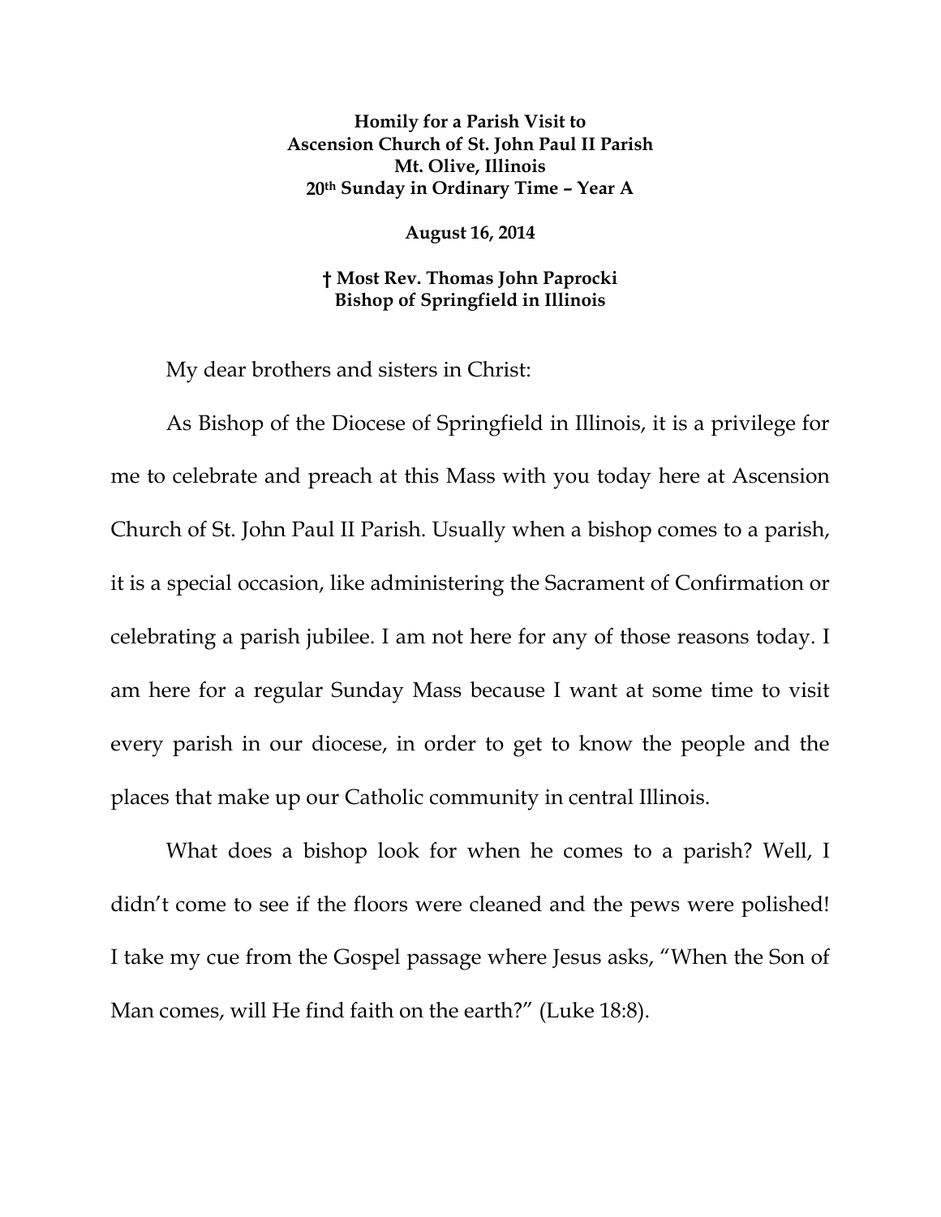**Homily for a Parish Visit to**
**Ascension Church of St. John Paul II Parish**
**Mt. Olive, Illinois**
**20th Sunday in Ordinary Time – Year A**

**August 16, 2014**

**† Most Rev. Thomas John Paprocki**
**Bishop of Springfield in Illinois**

My dear brothers and sisters in Christ:

As Bishop of the Diocese of Springfield in Illinois, it is a privilege for me to celebrate and preach at this Mass with you today here at Ascension Church of St. John Paul II Parish. Usually when a bishop comes to a parish, it is a special occasion, like administering the Sacrament of Confirmation or celebrating a parish jubilee. I am not here for any of those reasons today. I am here for a regular Sunday Mass because I want at some time to visit every parish in our diocese, in order to get to know the people and the places that make up our Catholic community in central Illinois.

What does a bishop look for when he comes to a parish? Well, I didn't come to see if the floors were cleaned and the pews were polished! I take my cue from the Gospel passage where Jesus asks, "When the Son of Man comes, will He find faith on the earth?" (Luke 18:8).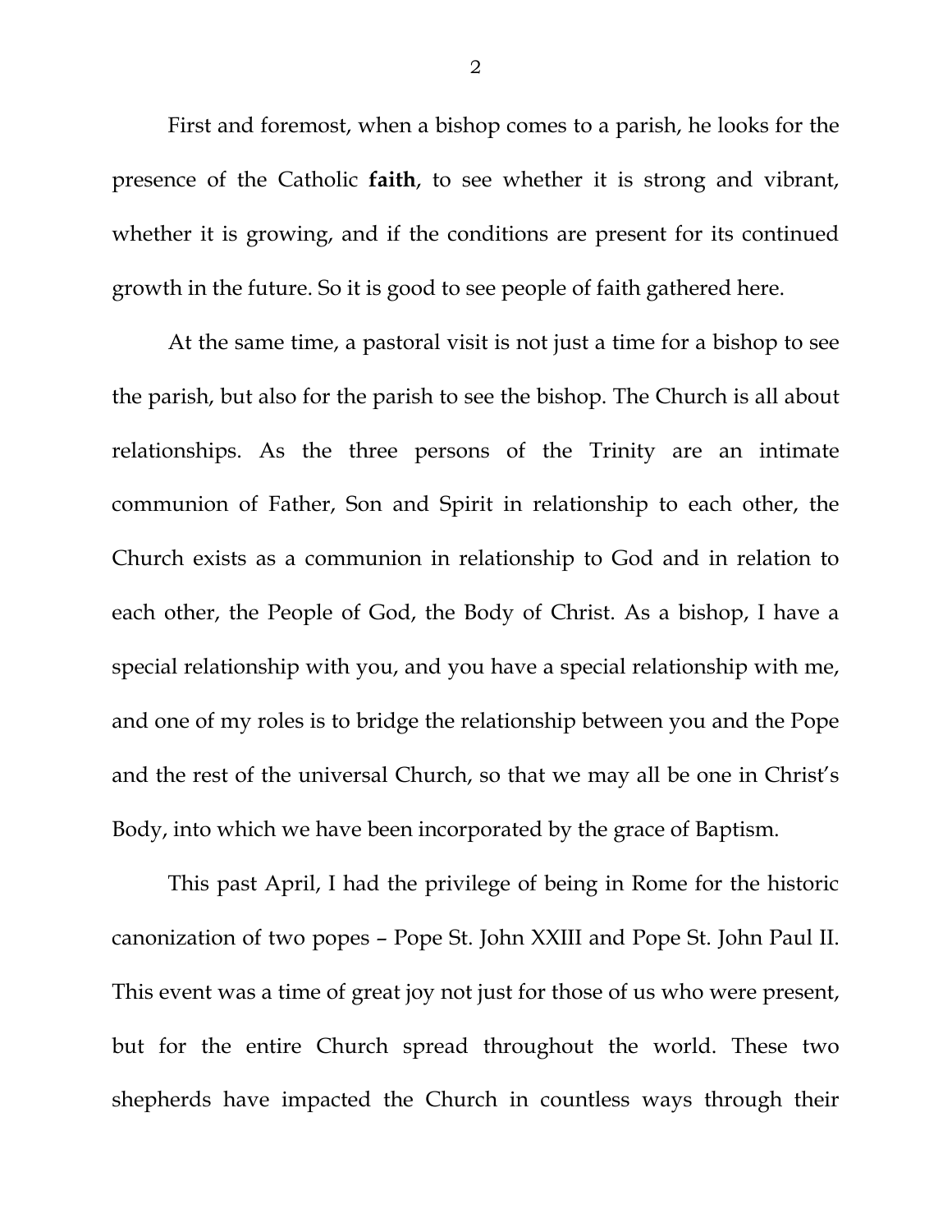First and foremost, when a bishop comes to a parish, he looks for the presence of the Catholic **faith**, to see whether it is strong and vibrant, whether it is growing, and if the conditions are present for its continued growth in the future. So it is good to see people of faith gathered here.

At the same time, a pastoral visit is not just a time for a bishop to see the parish, but also for the parish to see the bishop. The Church is all about relationships. As the three persons of the Trinity are an intimate communion of Father, Son and Spirit in relationship to each other, the Church exists as a communion in relationship to God and in relation to each other, the People of God, the Body of Christ. As a bishop, I have a special relationship with you, and you have a special relationship with me, and one of my roles is to bridge the relationship between you and the Pope and the rest of the universal Church, so that we may all be one in Christ's Body, into which we have been incorporated by the grace of Baptism.

This past April, I had the privilege of being in Rome for the historic canonization of two popes – Pope St. John XXIII and Pope St. John Paul II. This event was a time of great joy not just for those of us who were present, but for the entire Church spread throughout the world. These two shepherds have impacted the Church in countless ways through their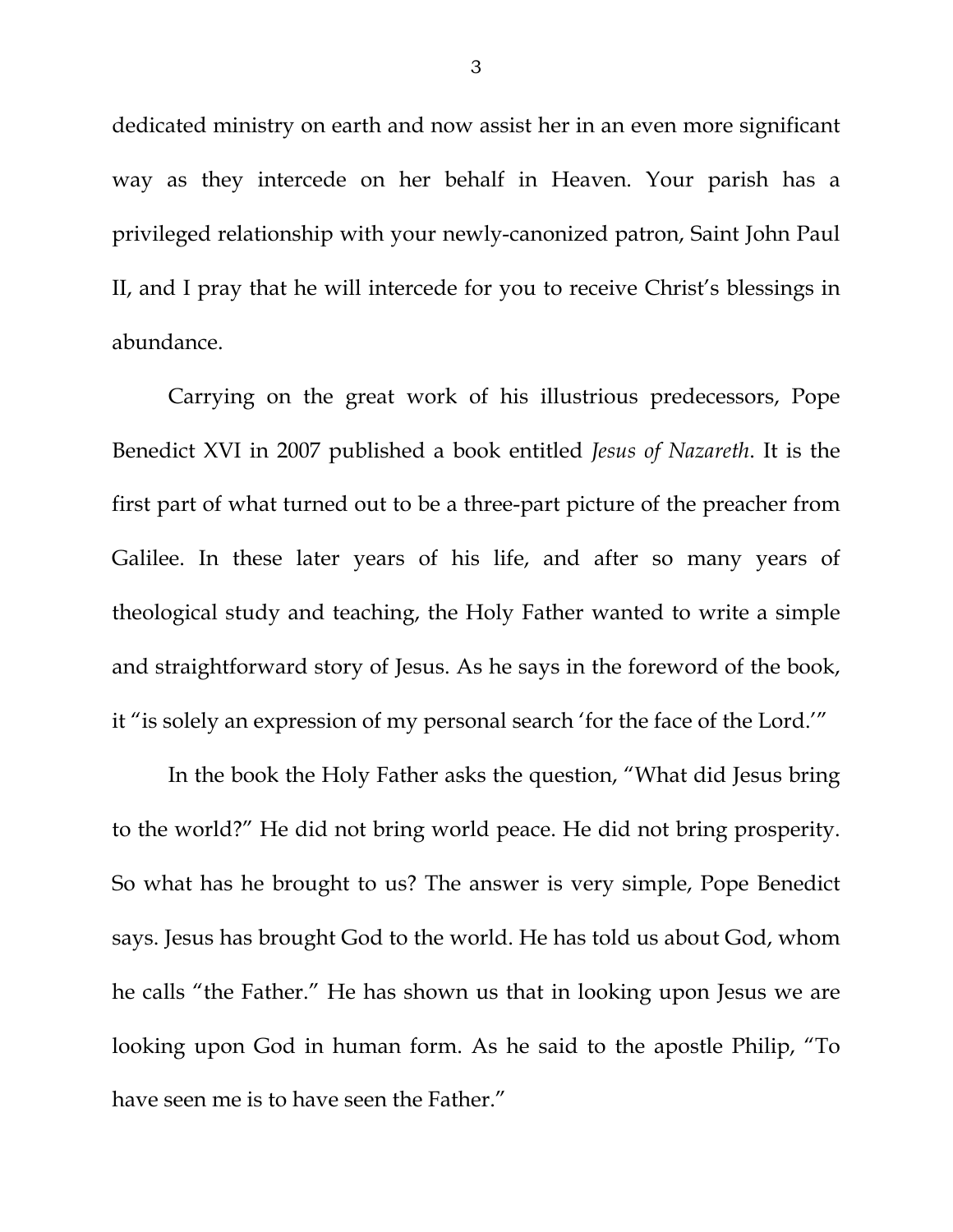dedicated ministry on earth and now assist her in an even more significant way as they intercede on her behalf in Heaven. Your parish has a privileged relationship with your newly-canonized patron, Saint John Paul II, and I pray that he will intercede for you to receive Christ's blessings in abundance.

Carrying on the great work of his illustrious predecessors, Pope Benedict XVI in 2007 published a book entitled *Jesus of Nazareth*. It is the first part of what turned out to be a three-part picture of the preacher from Galilee. In these later years of his life, and after so many years of theological study and teaching, the Holy Father wanted to write a simple and straightforward story of Jesus. As he says in the foreword of the book, it "is solely an expression of my personal search 'for the face of the Lord.'"

In the book the Holy Father asks the question, "What did Jesus bring to the world?" He did not bring world peace. He did not bring prosperity. So what has he brought to us? The answer is very simple, Pope Benedict says. Jesus has brought God to the world. He has told us about God, whom he calls "the Father." He has shown us that in looking upon Jesus we are looking upon God in human form. As he said to the apostle Philip, "To have seen me is to have seen the Father."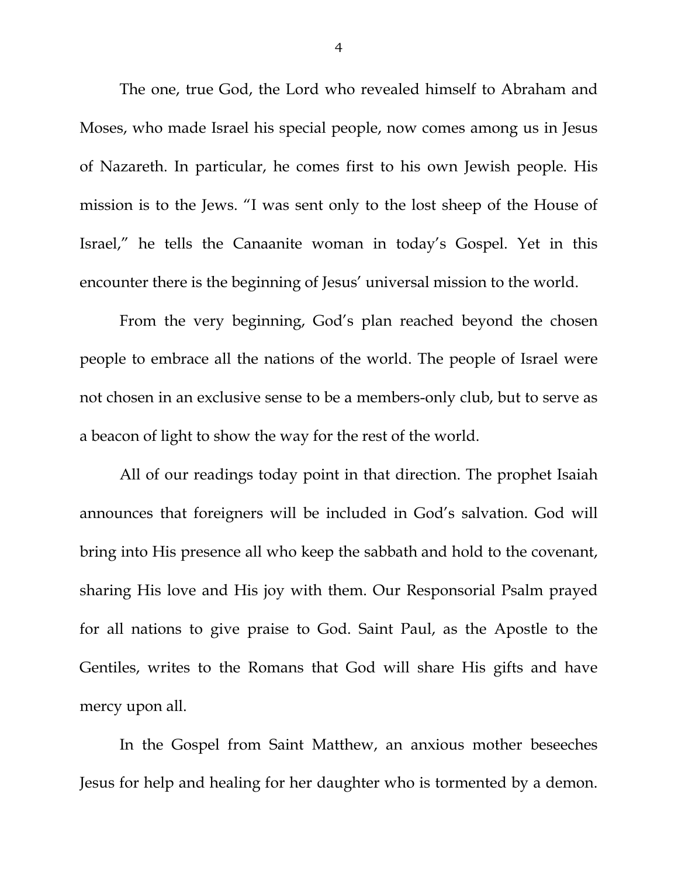The one, true God, the Lord who revealed himself to Abraham and Moses, who made Israel his special people, now comes among us in Jesus of Nazareth. In particular, he comes first to his own Jewish people. His mission is to the Jews. "I was sent only to the lost sheep of the House of Israel," he tells the Canaanite woman in today's Gospel. Yet in this encounter there is the beginning of Jesus' universal mission to the world.

From the very beginning, God's plan reached beyond the chosen people to embrace all the nations of the world. The people of Israel were not chosen in an exclusive sense to be a members-only club, but to serve as a beacon of light to show the way for the rest of the world.

All of our readings today point in that direction. The prophet Isaiah announces that foreigners will be included in God's salvation. God will bring into His presence all who keep the sabbath and hold to the covenant, sharing His love and His joy with them. Our Responsorial Psalm prayed for all nations to give praise to God. Saint Paul, as the Apostle to the Gentiles, writes to the Romans that God will share His gifts and have mercy upon all.

In the Gospel from Saint Matthew, an anxious mother beseeches Jesus for help and healing for her daughter who is tormented by a demon.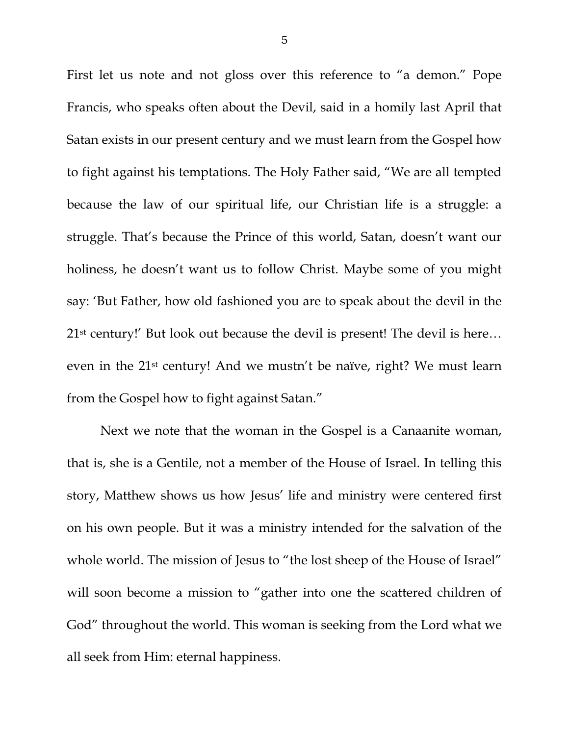First let us note and not gloss over this reference to "a demon." Pope Francis, who speaks often about the Devil, said in a homily last April that Satan exists in our present century and we must learn from the Gospel how to fight against his temptations. The Holy Father said, "We are all tempted because the law of our spiritual life, our Christian life is a struggle: a struggle. That's because the Prince of this world, Satan, doesn't want our holiness, he doesn't want us to follow Christ. Maybe some of you might say: 'But Father, how old fashioned you are to speak about the devil in the 21st century!' But look out because the devil is present! The devil is here… even in the 21st century! And we mustn't be naïve, right? We must learn from the Gospel how to fight against Satan."

Next we note that the woman in the Gospel is a Canaanite woman, that is, she is a Gentile, not a member of the House of Israel. In telling this story, Matthew shows us how Jesus' life and ministry were centered first on his own people. But it was a ministry intended for the salvation of the whole world. The mission of Jesus to "the lost sheep of the House of Israel" will soon become a mission to "gather into one the scattered children of God" throughout the world. This woman is seeking from the Lord what we all seek from Him: eternal happiness.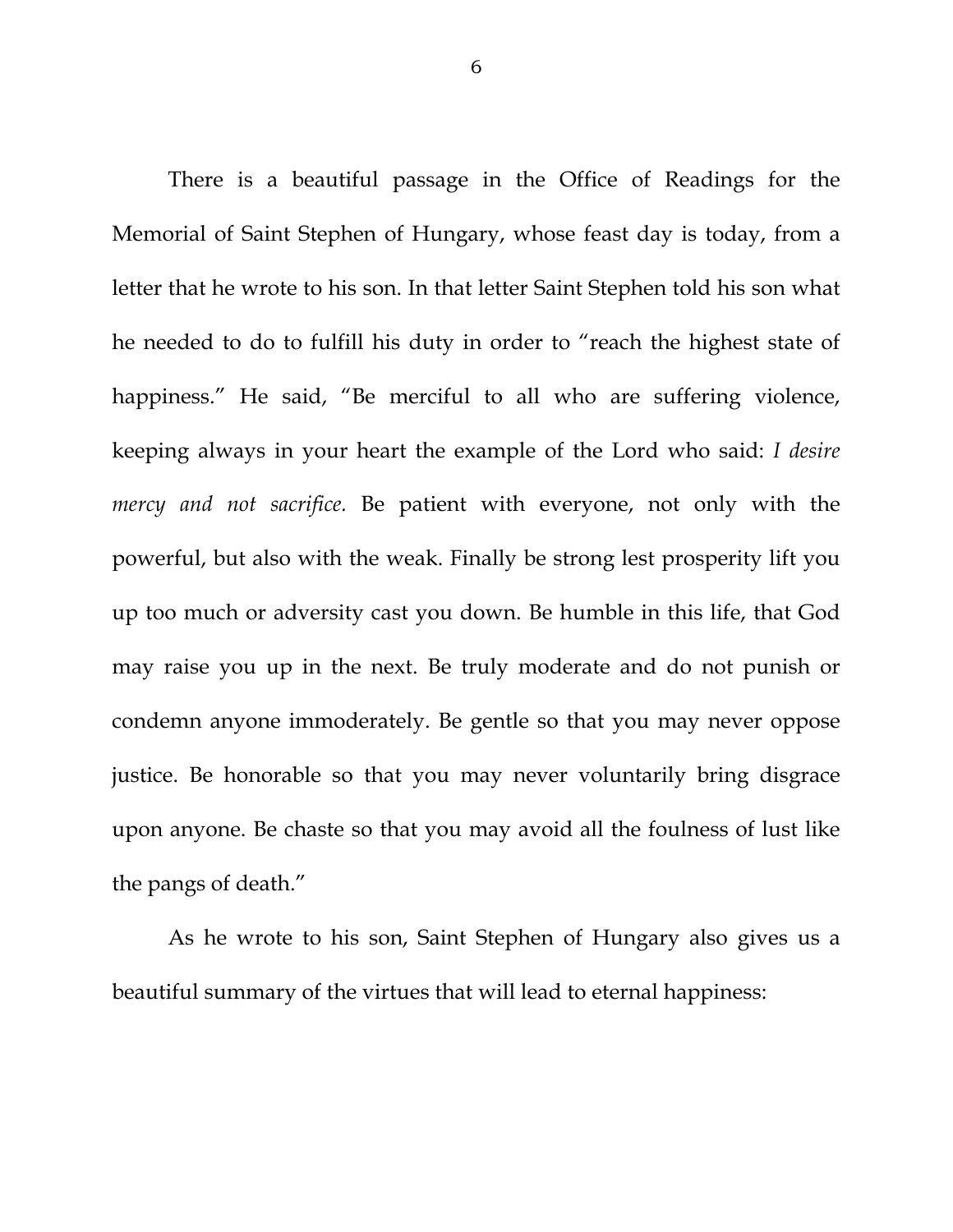There is a beautiful passage in the Office of Readings for the Memorial of Saint Stephen of Hungary, whose feast day is today, from a letter that he wrote to his son. In that letter Saint Stephen told his son what he needed to do to fulfill his duty in order to "reach the highest state of happiness." He said, "Be merciful to all who are suffering violence, keeping always in your heart the example of the Lord who said: *I desire mercy and not sacrifice.* Be patient with everyone, not only with the powerful, but also with the weak. Finally be strong lest prosperity lift you up too much or adversity cast you down. Be humble in this life, that God may raise you up in the next. Be truly moderate and do not punish or condemn anyone immoderately. Be gentle so that you may never oppose justice. Be honorable so that you may never voluntarily bring disgrace upon anyone. Be chaste so that you may avoid all the foulness of lust like the pangs of death."

As he wrote to his son, Saint Stephen of Hungary also gives us a beautiful summary of the virtues that will lead to eternal happiness: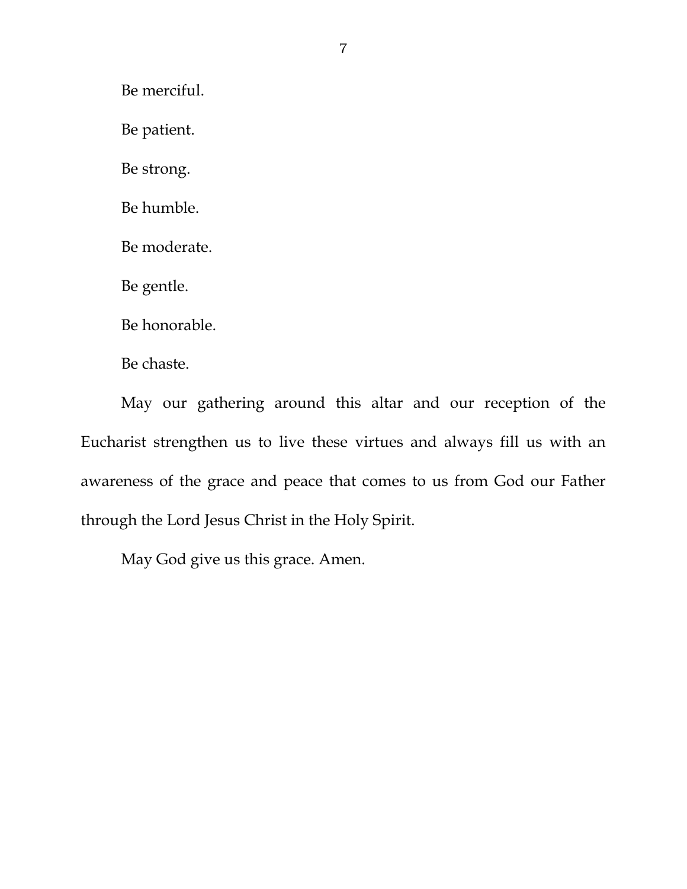Be merciful.

Be patient.

Be strong.

Be humble.

Be moderate.

Be gentle.

Be honorable.

Be chaste.

May our gathering around this altar and our reception of the Eucharist strengthen us to live these virtues and always fill us with an awareness of the grace and peace that comes to us from God our Father through the Lord Jesus Christ in the Holy Spirit.

May God give us this grace. Amen.